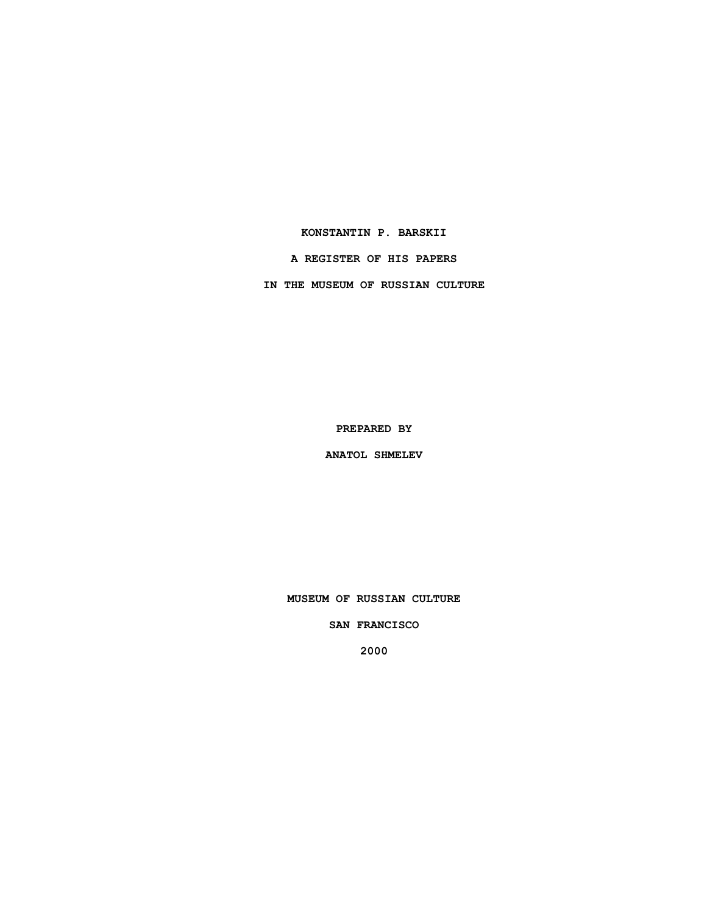# KONSTANTIN P. BARSKII

## A REGISTER OF HIS PAPERS

## IN THE MUSEUM OF RUSSIAN CULTURE

PREPARED BY

ANATOL SHMELEV

MUSEUM OF RUSSIAN CULTURE

SAN FRANCISCO

2000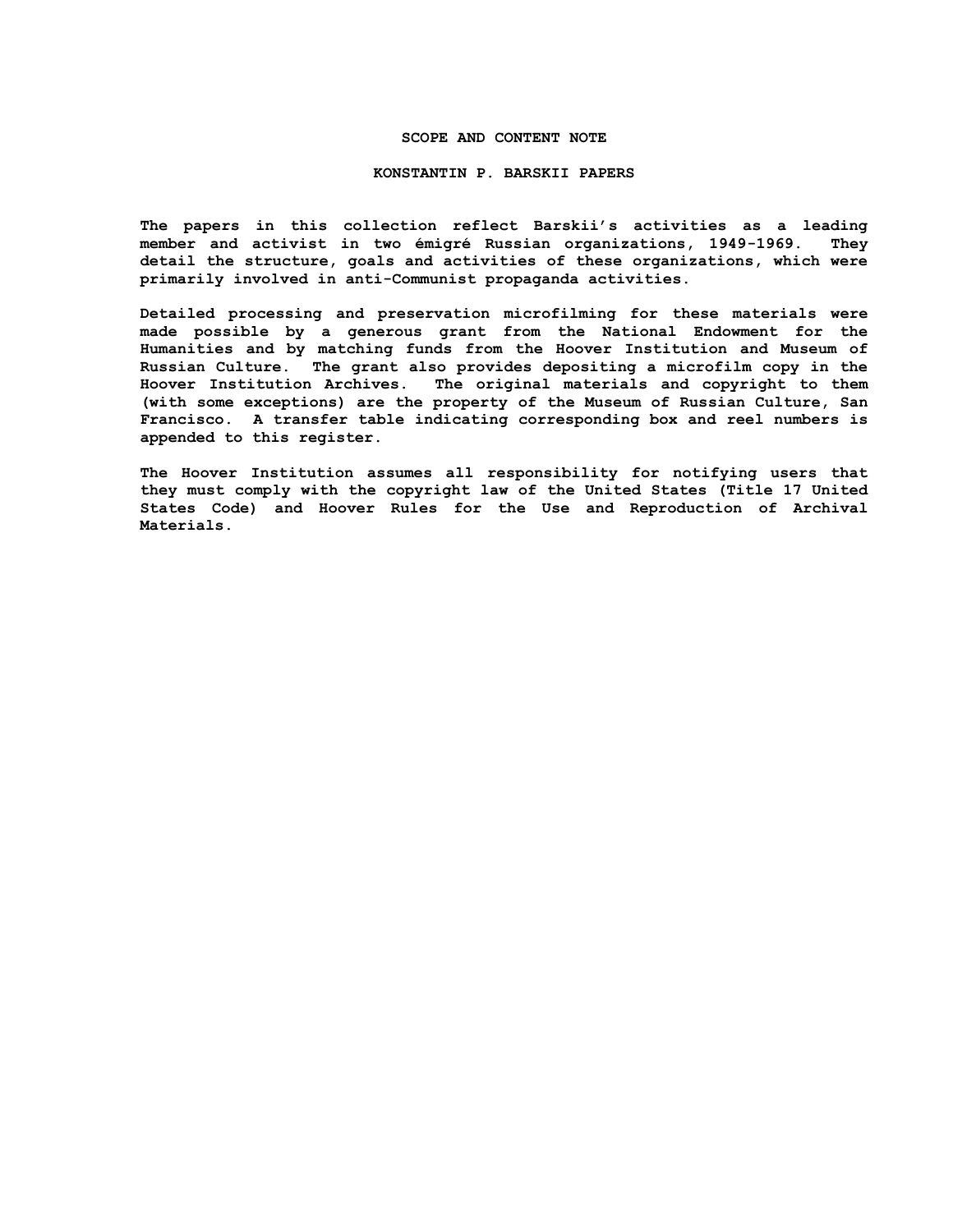## SCOPE AND CONTENT NOTE

## KONSTANTIN P. BARSKII PAPERS

The papers in this collection reflect Barskii's activities as a leading member and activist in two émigré Russian organizations, 1949-1969. They detail the structure, goals and activities of these organizations, which were primarily involved in anti-Communist propaganda activities.

Detailed processing and preservation microfilming for these materials were made possible by a generous grant from the National Endowment for the Humanities and by matching funds from the Hoover Institution and Museum of Russian Culture. The grant also provides depositing a microfilm copy in the Hoover Institution Archives. The original materials and copyright to them (with some exceptions) are the property of the Museum of Russian Culture, San Francisco. A transfer table indicating corresponding box and reel numbers is appended to this register.

The Hoover Institution assumes all responsibility for notifying users that they must comply with the copyright law of the United States (Title 17 United States Code) and Hoover Rules for the Use and Reproduction of Archival Materials.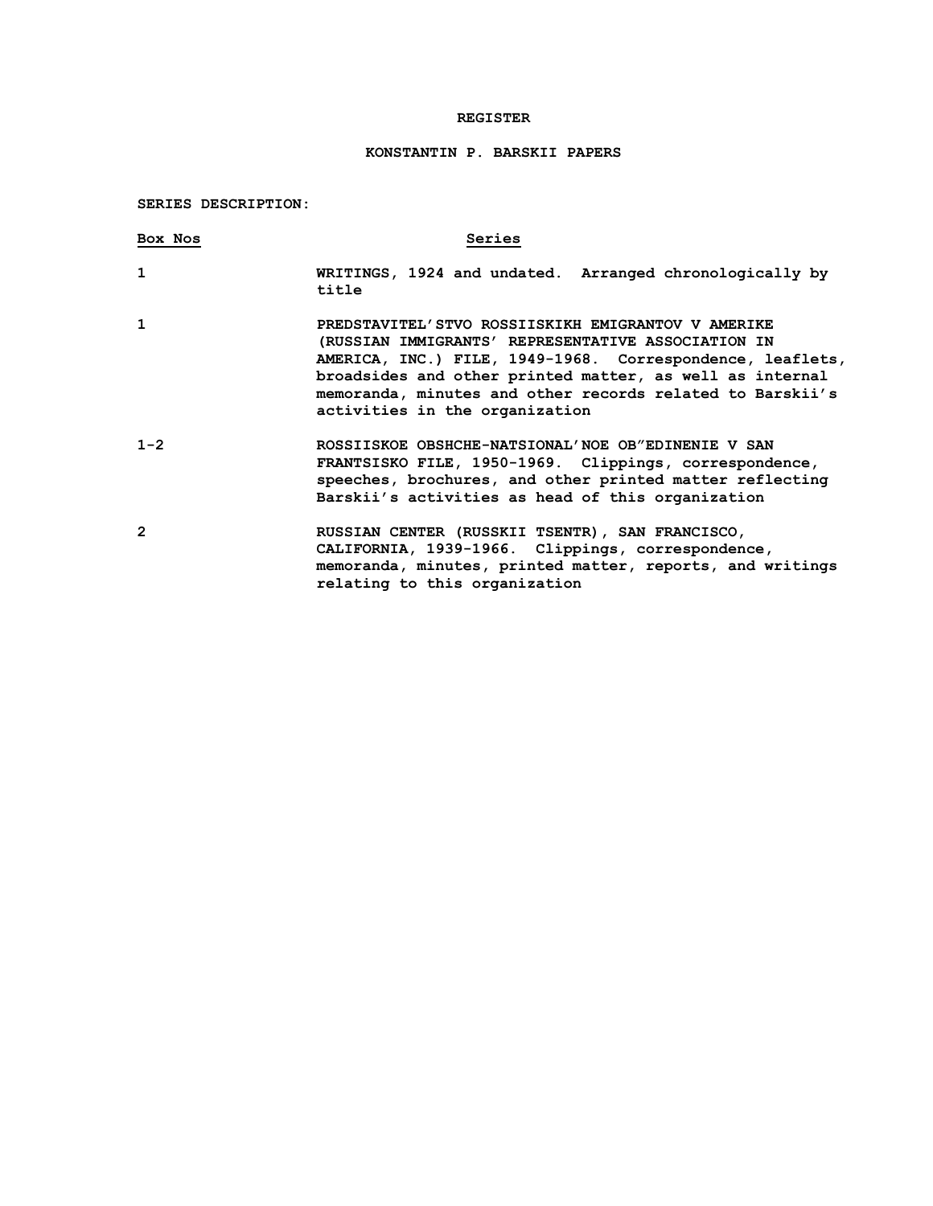# REGISTER

## KONSTANTIN P. BARSKII PAPERS

**SERIES DESCRIPTION:**

| Box Nos | Series |
|---|---|
| 1 | WRITINGS, 1924 and undated. Arranged chronologically by title |
| 1 | PREDSTAVITEL'STVO ROSSIISKIKH EMIGRANTOV V AMERIKE (RUSSIAN IMMIGRANTS' REPRESENTATIVE ASSOCIATION IN AMERICA, INC.) FILE, 1949-1968. Correspondence, leaflets, broadsides and other printed matter, as well as internal memoranda, minutes and other records related to Barskii's activities in the organization |
| 1-2 | ROSSIISKOE OBSHCHE-NATSIONAL'NOE OB"EDINENIE V SAN FRANTSISKO FILE, 1950-1969. Clippings, correspondence, speeches, brochures, and other printed matter reflecting Barskii's activities as head of this organization |
| 2 | RUSSIAN CENTER (RUSSKII TSENTR), SAN FRANCISCO, CALIFORNIA, 1939-1966. Clippings, correspondence, memoranda, minutes, printed matter, reports, and writings relating to this organization |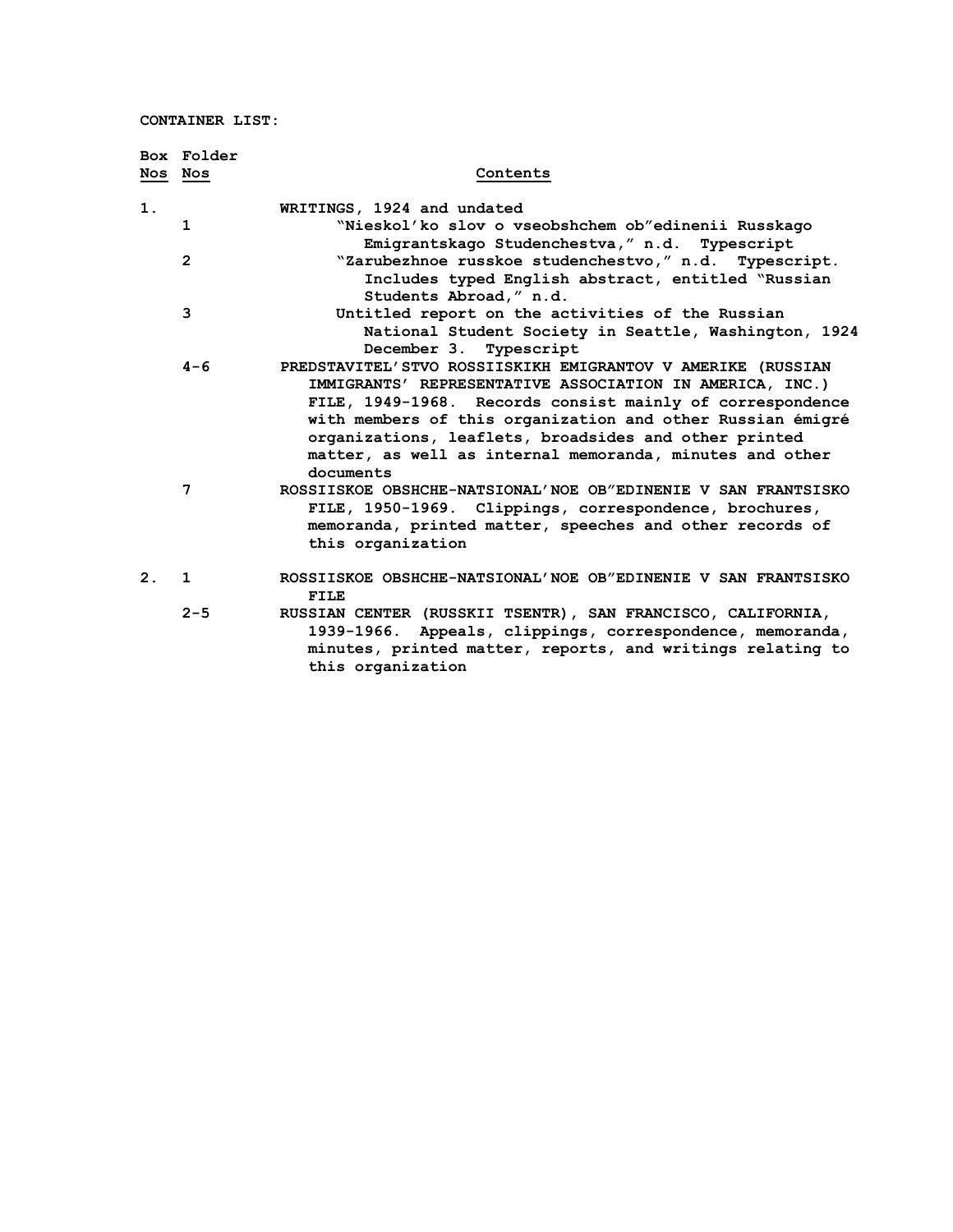CONTAINER LIST:

| Box Nos | Folder Nos | Contents |
|---|---|---|
| 1. | | WRITINGS, 1924 and undated |
| | 1 | "Nieskol'ko slov o vseobshchem ob"edinenii Russkago Emigrantskago Studenchestva," n.d. Typescript |
| | 2 | "Zarubezhnoe russkoe studenchestvo," n.d. Typescript. Includes typed English abstract, entitled "Russian Students Abroad," n.d. |
| | 3 | Untitled report on the activities of the Russian National Student Society in Seattle, Washington, 1924 December 3. Typescript |
| | 4-6 | PREDSTAVITEL'STVO ROSSIISKIKH EMIGRANTOV V AMERIKE (RUSSIAN IMMIGRANTS' REPRESENTATIVE ASSOCIATION IN AMERICA, INC.) FILE, 1949-1968. Records consist mainly of correspondence with members of this organization and other Russian émigré organizations, leaflets, broadsides and other printed matter, as well as internal memoranda, minutes and other documents |
| | 7 | ROSSIISKOE OBSHCHE-NATSIONAL'NOE OB"EDINENIE V SAN FRANTSISKO FILE, 1950-1969. Clippings, correspondence, brochures, memoranda, printed matter, speeches and other records of this organization |
| 2. | 1 | ROSSIISKOE OBSHCHE-NATSIONAL'NOE OB"EDINENIE V SAN FRANTSISKO FILE |
| | 2-5 | RUSSIAN CENTER (RUSSKII TSENTR), SAN FRANCISCO, CALIFORNIA, 1939-1966. Appeals, clippings, correspondence, memoranda, minutes, printed matter, reports, and writings relating to this organization |